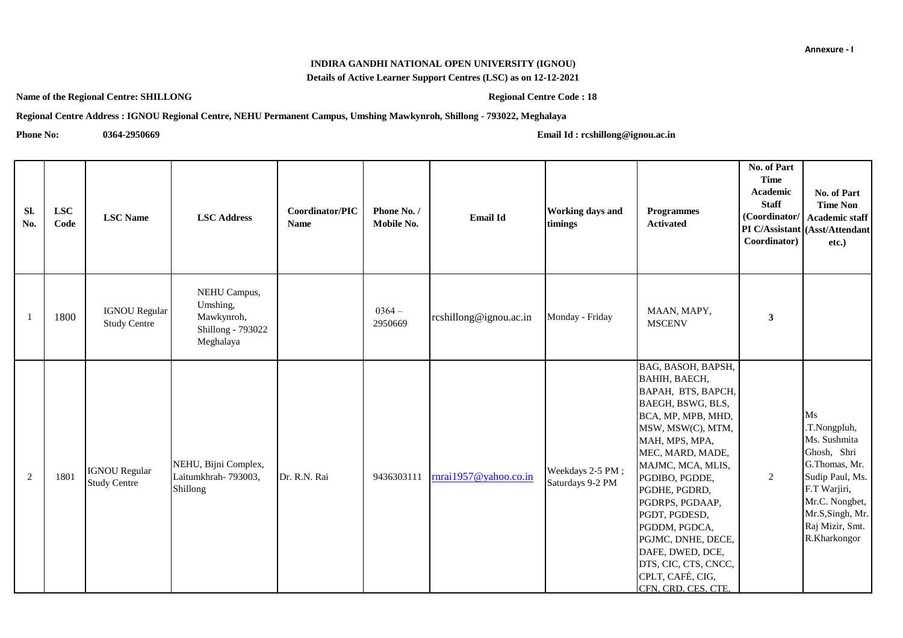Annexure - I

# INDIRA GANDHI NATIONAL OPEN UNIVERSITY (IGNOU)

## Details of Active Learner Support Centres (LSC) as on 12-12-2021

**Name of the Regional Centre: SHILLONG** **Regional Centre Code : 18**

**Regional Centre Address : IGNOU Regional Centre, NEHU Permanent Campus, Umshing Mawkynroh, Shillong - 793022, Meghalaya**

**Phone No:** **0364-2950669** **Email Id : rcshillong@ignou.ac.in**

| Sl. No. | LSC Code | LSC Name | LSC Address | Coordinator/PIC Name | Phone No. / Mobile No. | Email Id | Working days and timings | Programmes Activated | No. of Part Time Academic Staff (Coordinator/ PI C/Assistant Coordinator) | No. of Part Time Non Academic staff (Asst/Attendant etc.) |
|---|---|---|---|---|---|---|---|---|---|---|
| 1 | 1800 | IGNOU Regular Study Centre | NEHU Campus, Umshing, Mawkynroh, Shillong - 793022 Meghalaya | | 0364 – 2950669 | rcshillong@ignou.ac.in | Monday - Friday | MAAN, MAPY, MSCENV | 3 | |
| 2 | 1801 | IGNOU Regular Study Centre | NEHU, Bijni Complex, Laitumkhrah- 793003, Shillong | Dr. R.N. Rai | 9436303111 | rnrai1957@yahoo.co.in | Weekdays 2-5 PM ; Saturdays 9-2 PM | BAG, BASOH, BAPSH, BAHIH, BAECH, BAPAH, BTS, BAPCH, BAEGH, BSWG, BLS, BCA, MP, MPB, MHD, MSW, MSW(C), MTM, MAH, MPS, MPA, MEC, MARD, MADE, MAJMC, MCA, MLIS, PGDIBO, PGDDE, PGDHE, PGDRD, PGDRPS, PGDAAP, PGDT, PGDESD, PGDDM, PGDCA, PGJMC, DNHE, DECE, DAFE, DWED, DCE, DTS, CIC, CTS, CNCC, CPLT, CAFÉ, CIG, CFN, CRD, CES, CTE, | 2 | Ms .T.Nongpluh, Ms. Sushmita Ghosh, Shri G.Thomas, Mr. Sudip Paul, Ms. F.T Warjiri, Mr.C. Nongbet, Mr.S,Singh, Mr. Raj Mizir, Smt. R.Kharkongor |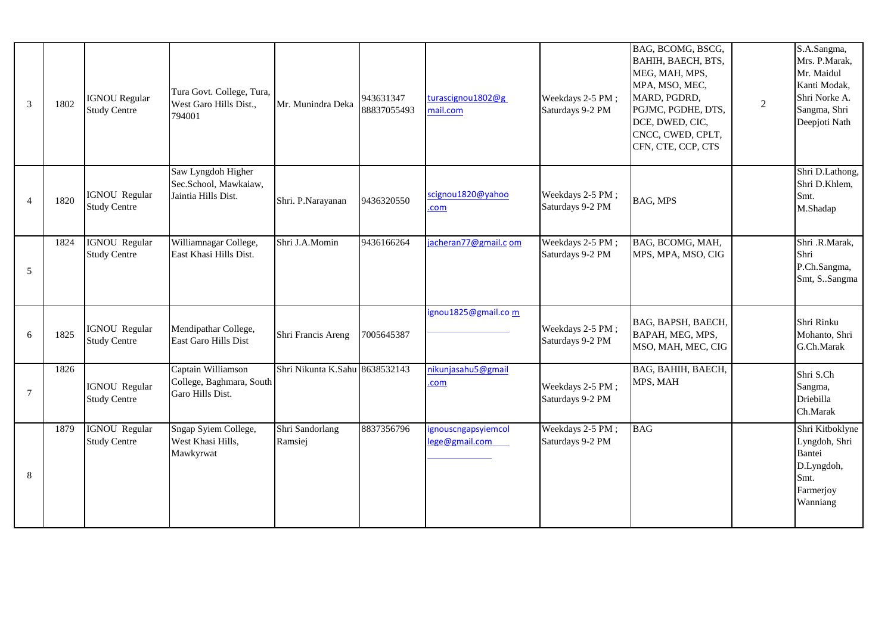| 3 | 1802 | IGNOU Regular Study Centre | Tura Govt. College, Tura, West Garo Hills Dist., 794001 | Mr. Munindra Deka | 943631347 88837055493 | turascignou1802@gmail.com | Weekdays 2-5 PM ; Saturdays 9-2 PM | BAG, BCOMG, BSCG, BAHIH, BAECH, BTS, MEG, MAH, MPS, MPA, MSO, MEC, MARD, PGDRD, PGJMC, PGDHE, DTS, DCE, DWED, CIC, CNCC, CWED, CPLT, CFN, CTE, CCP, CTS | 2 | S.A.Sangma, Mrs. P.Marak, Mr. Maidul Kanti Modak, Shri Norke A. Sangma, Shri Deepjoti Nath |
|---|---|---|---|---|---|---|---|---|---|---|
| 4 | 1820 | IGNOU Regular Study Centre | Saw Lyngdoh Higher Sec.School, Mawkaiaw, Jaintia Hills Dist. | Shri. P.Narayanan | 9436320550 | scignou1820@yahoo.com | Weekdays 2-5 PM ; Saturdays 9-2 PM | BAG, MPS | | Shri D.Lathong, Shri D.Khlem, Smt. M.Shadap |
| 5 | 1824 | IGNOU Regular Study Centre | Williamnagar College, East Khasi Hills Dist. | Shri J.A.Momin | 9436166264 | jacheran77@gmail.com | Weekdays 2-5 PM ; Saturdays 9-2 PM | BAG, BCOMG, MAH, MPS, MPA, MSO, CIG | | Shri .R.Marak, Shri P.Ch.Sangma, Smt, S..Sangma |
| 6 | 1825 | IGNOU Regular Study Centre | Mendipathar College, East Garo Hills Dist | Shri Francis Areng | 7005645387 | ignou1825@gmail.com | Weekdays 2-5 PM ; Saturdays 9-2 PM | BAG, BAPSH, BAECH, BAPAH, MEG, MPS, MSO, MAH, MEC, CIG | | Shri Rinku Mohanto, Shri G.Ch.Marak |
| 7 | 1826 | IGNOU Regular Study Centre | Captain Williamson College, Baghmara, South Garo Hills Dist. | Shri Nikunta K.Sahu | 8638532143 | nikunjasahu5@gmail.com | Weekdays 2-5 PM ; Saturdays 9-2 PM | BAG, BAHIH, BAECH, MPS, MAH | | Shri S.Ch Sangma, Driebilla Ch.Marak |
| 8 | 1879 | IGNOU Regular Study Centre | Sngap Syiem College, West Khasi Hills, Mawkyrwat | Shri Sandorlang Ramsiej | 8837356796 | ignouscngapsyiemcollege@gmail.com | Weekdays 2-5 PM ; Saturdays 9-2 PM | BAG | | Shri Kitboklyne Lyngdoh, Shri Bantei D.Lyngdoh, Smt. Farmerjoy Wanniang |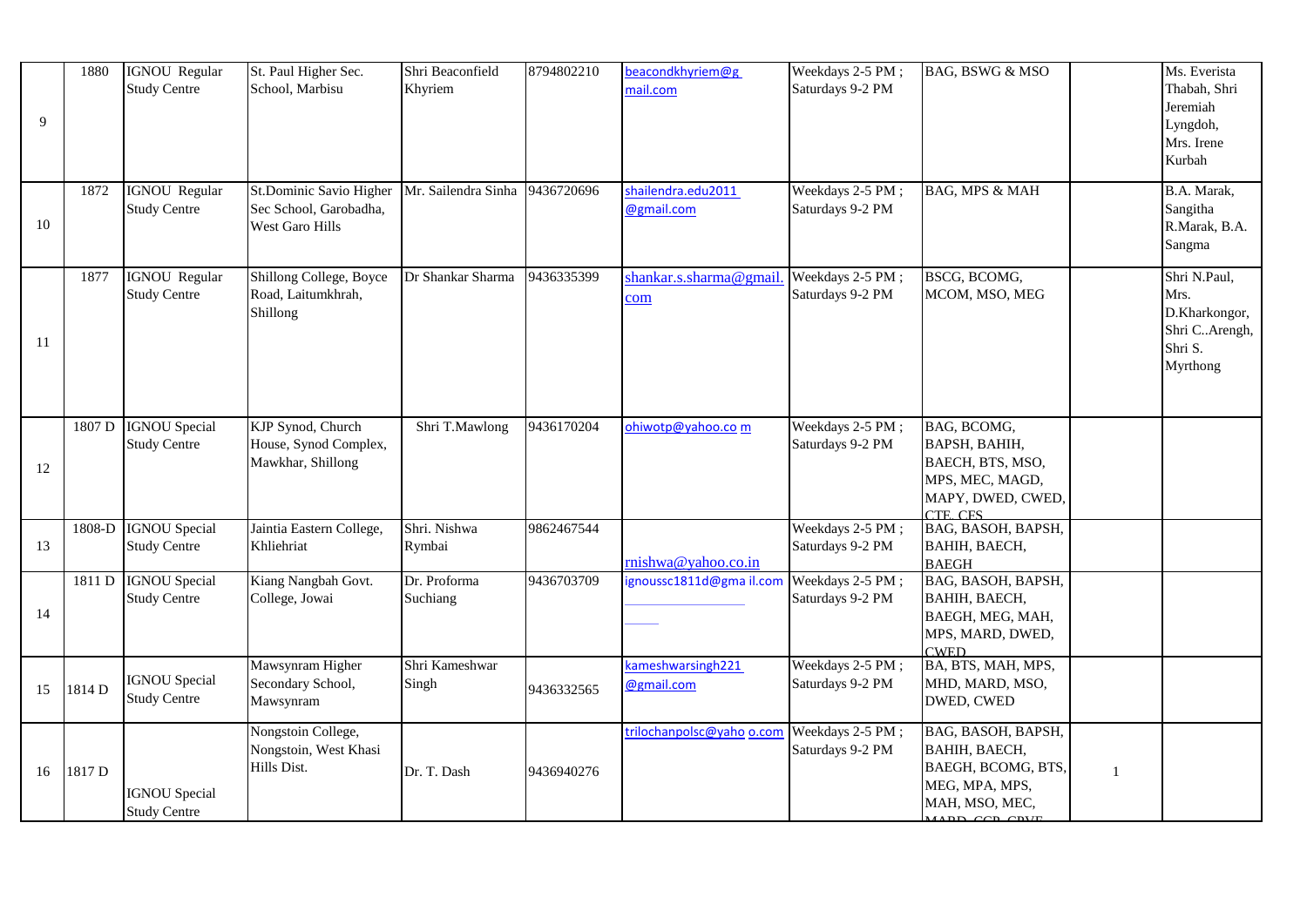| | | | | | | | | | | |
|---|---|---|---|---|---|---|---|---|---|---|
| 9 | 1880 | IGNOU Regular Study Centre | St. Paul Higher Sec. School, Marbisu | Shri Beaconfield Khyriem | 8794802210 | beacondkhyriem@gmail.com | Weekdays 2-5 PM ; Saturdays 9-2 PM | BAG, BSWG & MSO | | Ms. Everista Thabah, Shri Jeremiah Lyngdoh, Mrs. Irene Kurbah |
| 10 | 1872 | IGNOU Regular Study Centre | St.Dominic Savio Higher Sec School, Garobadha, West Garo Hills | Mr. Sailendra Sinha | 9436720696 | shailendra.edu2011 @gmail.com | Weekdays 2-5 PM ; Saturdays 9-2 PM | BAG, MPS & MAH | | B.A. Marak, Sangitha R.Marak, B.A. Sangma |
| 11 | 1877 | IGNOU Regular Study Centre | Shillong College, Boyce Road, Laitumkhrah, Shillong | Dr Shankar Sharma | 9436335399 | shankar.s.sharma@gmail.com | Weekdays 2-5 PM ; Saturdays 9-2 PM | BSCG, BCOMG, MCOM, MSO, MEG | | Shri N.Paul, Mrs. D.Kharkongor, Shri C..Arengh, Shri S. Myrthong |
| 12 | 1807 D | IGNOU Special Study Centre | KJP Synod, Church House, Synod Complex, Mawkhar, Shillong | Shri T.Mawlong | 9436170204 | ohiwotp@yahoo.co m | Weekdays 2-5 PM ; Saturdays 9-2 PM | BAG, BCOMG, BAPSH, BAHIH, BAECH, BTS, MSO, MPS, MEC, MAGD, MAPY, DWED, CWED, CTE, CES | | |
| 13 | 1808-D | IGNOU Special Study Centre | Jaintia Eastern College, Khliehriat | Shri. Nishwa Rymbai | 9862467544 | rnishwa@yahoo.co.in | Weekdays 2-5 PM ; Saturdays 9-2 PM | BAG, BASOH, BAPSH, BAHIH, BAECH, BAEGH | | |
| 14 | 1811 D | IGNOU Special Study Centre | Kiang Nangbah Govt. College, Jowai | Dr. Proforma Suchiang | 9436703709 | ignoussc1811d@gma il.com | Weekdays 2-5 PM ; Saturdays 9-2 PM | BAG, BASOH, BAPSH, BAHIH, BAECH, BAEGH, MEG, MAH, MPS, MARD, DWED, CWED | | |
| 15 | 1814 D | IGNOU Special Study Centre | Mawsynram Higher Secondary School, Mawsynram | Shri Kameshwar Singh | 9436332565 | kameshwarsingh221 @gmail.com | Weekdays 2-5 PM ; Saturdays 9-2 PM | BA, BTS, MAH, MPS, MHD, MARD, MSO, DWED, CWED | | |
| 16 | 1817 D | IGNOU Special Study Centre | Nongstoin College, Nongstoin, West Khasi Hills Dist. | Dr. T. Dash | 9436940276 | trilochanpolsc@yaho o.com | Weekdays 2-5 PM ; Saturdays 9-2 PM | BAG, BASOH, BAPSH, BAHIH, BAECH, BAEGH, BCOMG, BTS, MEG, MPA, MPS, MAH, MSO, MEC, MARD, CCP, CPVE | 1 | |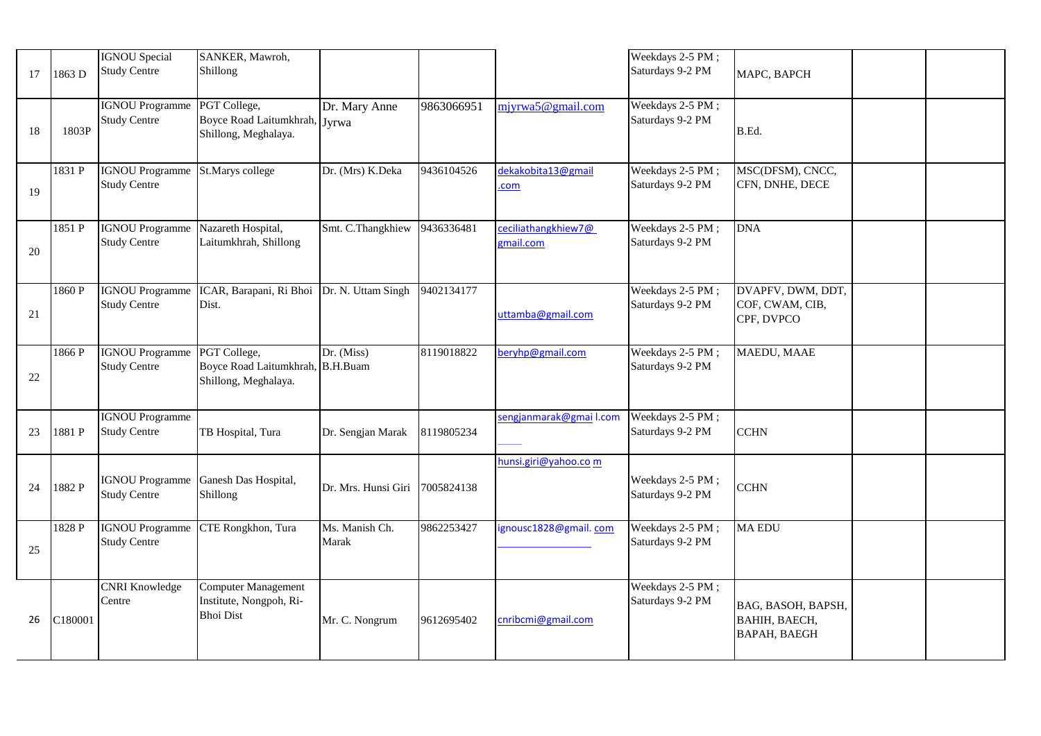| | | | | | | | | | | |
|---|---|---|---|---|---|---|---|---|---|---|
| 17 | 1863 D | IGNOU Special Study Centre | SANKER, Mawroh, Shillong | | | | Weekdays 2-5 PM ; Saturdays 9-2 PM | MAPC, BAPCH | | |
| 18 | 1803P | IGNOU Programme Study Centre | PGT College, Boyce Road Laitumkhrah, Shillong, Meghalaya. | Dr. Mary Anne Jyrwa | 9863066951 | mjyrwa5@gmail.com | Weekdays 2-5 PM ; Saturdays 9-2 PM | B.Ed. | | |
| 19 | 1831 P | IGNOU Programme Study Centre | St.Marys college | Dr. (Mrs) K.Deka | 9436104526 | dekakobita13@gmail .com | Weekdays 2-5 PM ; Saturdays 9-2 PM | MSC(DFSM), CNCC, CFN, DNHE, DECE | | |
| 20 | 1851 P | IGNOU Programme Study Centre | Nazareth Hospital, Laitumkhrah, Shillong | Smt. C.Thangkhiew | 9436336481 | ceciliathangkhiew7@ gmail.com | Weekdays 2-5 PM ; Saturdays 9-2 PM | DNA | | |
| 21 | 1860 P | IGNOU Programme Study Centre | ICAR, Barapani, Ri Bhoi Dist. | Dr. N. Uttam Singh | 9402134177 | uttamba@gmail.com | Weekdays 2-5 PM ; Saturdays 9-2 PM | DVAPFV, DWM, DDT, COF, CWAM, CIB, CPF, DVPCO | | |
| 22 | 1866 P | IGNOU Programme Study Centre | PGT College, Boyce Road Laitumkhrah, Shillong, Meghalaya. | Dr. (Miss) B.H.Buam | 8119018822 | beryhp@gmail.com | Weekdays 2-5 PM ; Saturdays 9-2 PM | MAEDU, MAAE | | |
| 23 | 1881 P | IGNOU Programme Study Centre | TB Hospital, Tura | Dr. Sengjan Marak | 8119805234 | sengjanmarak@gmai l.com | Weekdays 2-5 PM ; Saturdays 9-2 PM | CCHN | | |
| 24 | 1882 P | IGNOU Programme Study Centre | Ganesh Das Hospital, Shillong | Dr. Mrs. Hunsi Giri | 7005824138 | hunsi.giri@yahoo.co m | Weekdays 2-5 PM ; Saturdays 9-2 PM | CCHN | | |
| 25 | 1828 P | IGNOU Programme Study Centre | CTE Rongkhon, Tura | Ms. Manish Ch. Marak | 9862253427 | ignousc1828@gmail. com | Weekdays 2-5 PM ; Saturdays 9-2 PM | MA EDU | | |
| 26 | C180001 | CNRI Knowledge Centre | Computer Management Institute, Nongpoh, Ri-Bhoi Dist | Mr. C. Nongrum | 9612695402 | cnribcmi@gmail.com | Weekdays 2-5 PM ; Saturdays 9-2 PM | BAG, BASOH, BAPSH, BAHIH, BAECH, BAPAH, BAEGH | | |